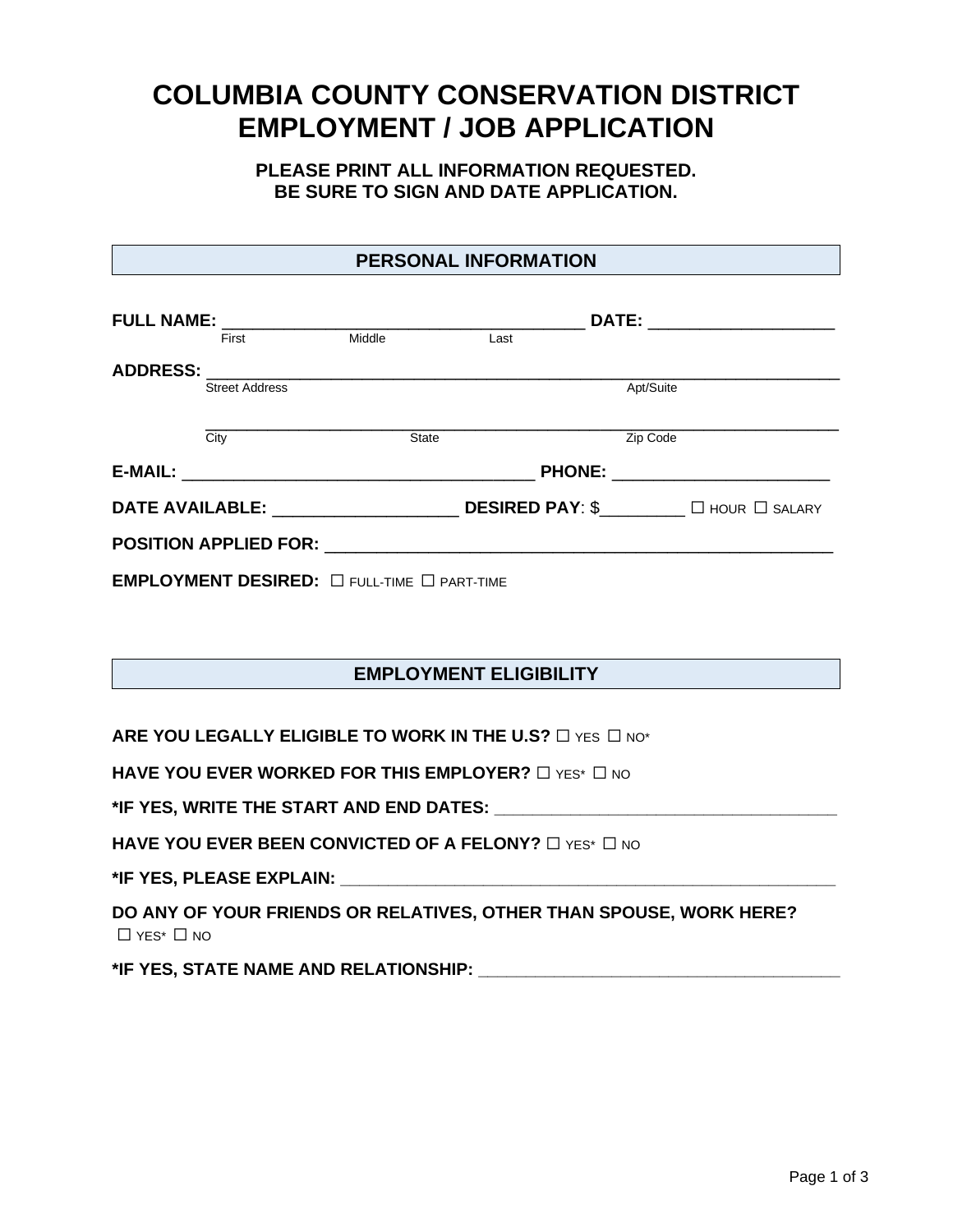# COLUMBIA COUNTY CONSERVATION DISTRICT EMPLOYMENT / JOB APPLICATION

**PLEASE PRINT ALL INFORMATION REQUESTED.**
**BE SURE TO SIGN AND DATE APPLICATION.**

## PERSONAL INFORMATION

**FULL NAME:** ______________________________________ **DATE:** ___________________
First Middle Last

**ADDRESS:** ____________________________________________________________________
Street Address Apt/Suite

____________________________________________________________________
City State Zip Code

**E-MAIL:** _____________________________________ **PHONE:** ______________________

**DATE AVAILABLE:** ___________________ **DESIRED PAY**: $_________ ☐ HOUR ☐ SALARY

**POSITION APPLIED FOR:** _____________________________________________________

**EMPLOYMENT DESIRED:** ☐ FULL-TIME ☐ PART-TIME

## EMPLOYMENT ELIGIBILITY

**ARE YOU LEGALLY ELIGIBLE TO WORK IN THE U.S?** ☐ YES ☐ NO*

**HAVE YOU EVER WORKED FOR THIS EMPLOYER?** ☐ YES* ☐ NO

***IF YES, WRITE THE START AND END DATES:** _____________________________________

**HAVE YOU EVER BEEN CONVICTED OF A FELONY?** ☐ YES* ☐ NO

***IF YES, PLEASE EXPLAIN:** ______________________________________________________

**DO ANY OF YOUR FRIENDS OR RELATIVES, OTHER THAN SPOUSE, WORK HERE?**
☐ YES* ☐ NO

***IF YES, STATE NAME AND RELATIONSHIP:** _______________________________________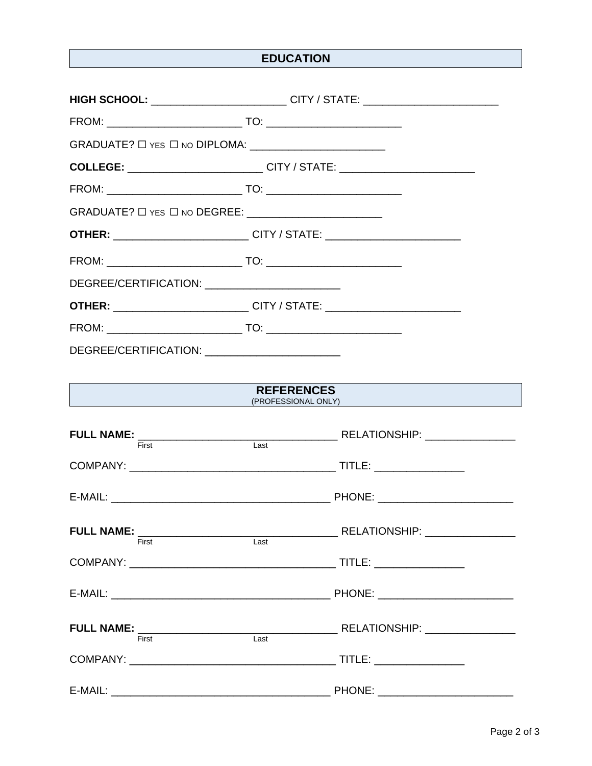## EDUCATION

**HIGH SCHOOL:** ______________________ CITY / STATE: ______________________

FROM: ______________________ TO: ______________________

GRADUATE? ☐ YES ☐ NO DIPLOMA: ______________________

**COLLEGE:** ______________________ CITY / STATE: ______________________

FROM: ______________________ TO: ______________________

GRADUATE? ☐ YES ☐ NO DEGREE: ______________________

**OTHER:** ______________________ CITY / STATE: ______________________

FROM: ______________________ TO: ______________________

DEGREE/CERTIFICATION: ______________________

**OTHER:** ______________________ CITY / STATE: ______________________

FROM: ______________________ TO: ______________________

DEGREE/CERTIFICATION: ______________________

## REFERENCES

(PROFESSIONAL ONLY)

**FULL NAME:** ________________________________ RELATIONSHIP: _______________
First Last

COMPANY: ________________________________ TITLE: _______________

E-MAIL: ____________________________________ PHONE: ______________________

**FULL NAME:** ________________________________ RELATIONSHIP: _______________
First Last

COMPANY: ________________________________ TITLE: _______________

E-MAIL: ____________________________________ PHONE: ______________________

**FULL NAME:** ________________________________ RELATIONSHIP: _______________
First Last

COMPANY: ________________________________ TITLE: _______________

E-MAIL: ____________________________________ PHONE: ______________________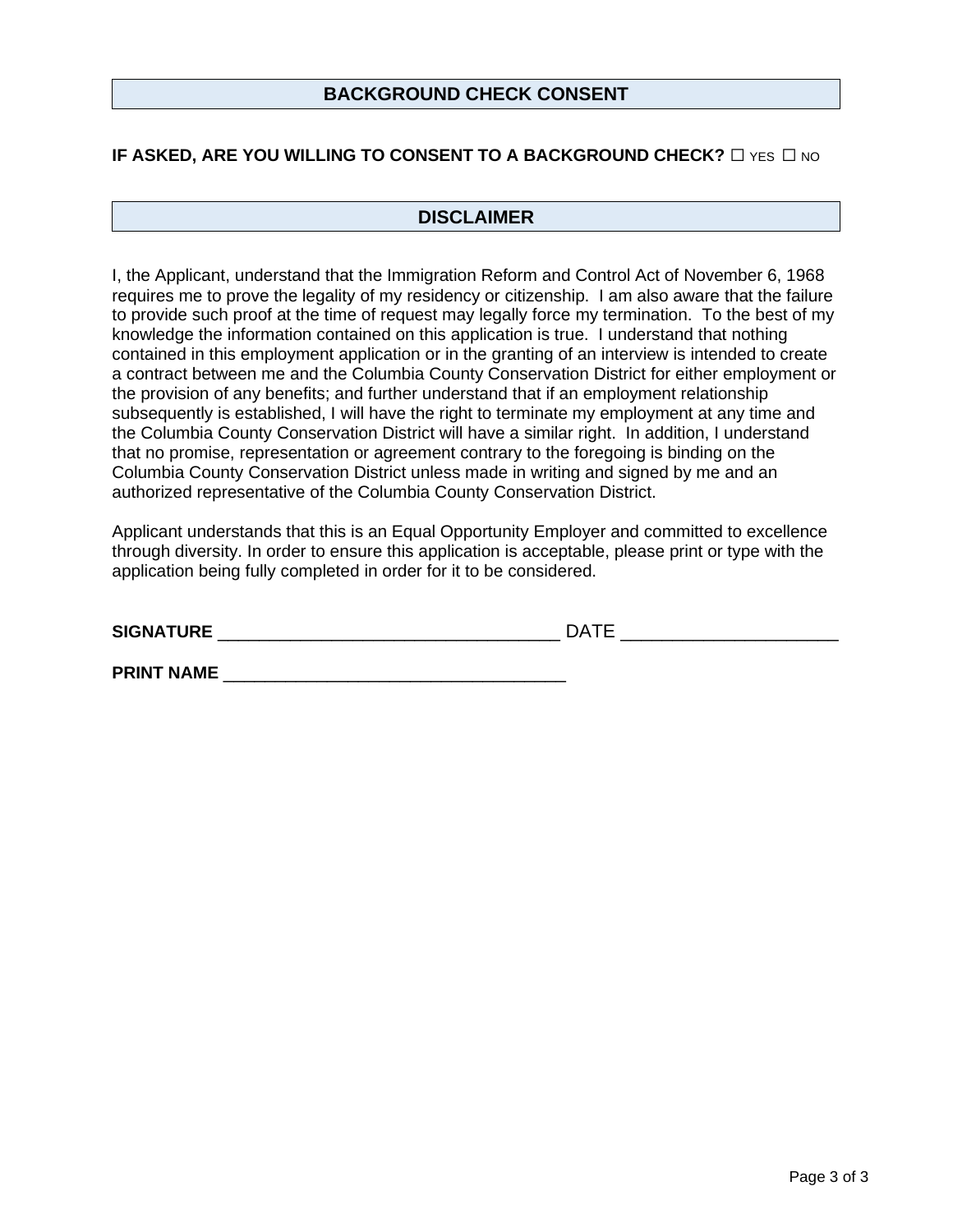## BACKGROUND CHECK CONSENT

**IF ASKED, ARE YOU WILLING TO CONSENT TO A BACKGROUND CHECK?** ☐ YES ☐ NO

## DISCLAIMER

I, the Applicant, understand that the Immigration Reform and Control Act of November 6, 1968 requires me to prove the legality of my residency or citizenship. I am also aware that the failure to provide such proof at the time of request may legally force my termination. To the best of my knowledge the information contained on this application is true. I understand that nothing contained in this employment application or in the granting of an interview is intended to create a contract between me and the Columbia County Conservation District for either employment or the provision of any benefits; and further understand that if an employment relationship subsequently is established, I will have the right to terminate my employment at any time and the Columbia County Conservation District will have a similar right. In addition, I understand that no promise, representation or agreement contrary to the foregoing is binding on the Columbia County Conservation District unless made in writing and signed by me and an authorized representative of the Columbia County Conservation District.

Applicant understands that this is an Equal Opportunity Employer and committed to excellence through diversity. In order to ensure this application is acceptable, please print or type with the application being fully completed in order for it to be considered.

**SIGNATURE** ___________________________________ DATE _____________________

**PRINT NAME** ___________________________________